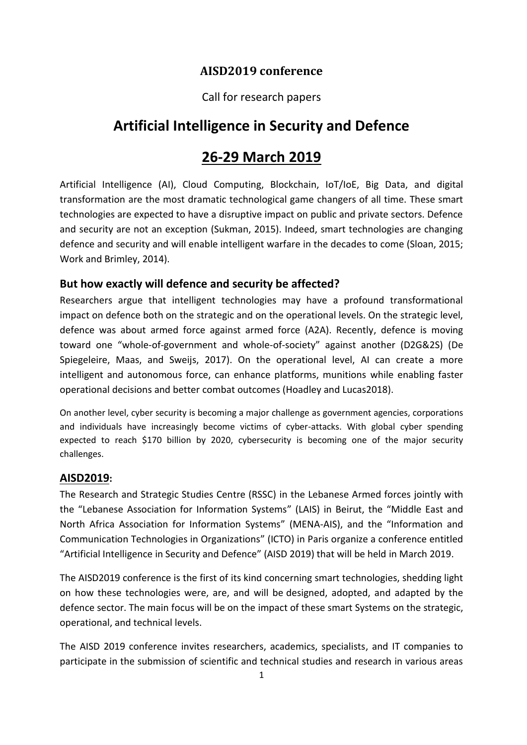**AISD2019 conference**

Call for research papers

# Artificial Intelligence in Security and Defence

# 26-29 March 2019

Artificial Intelligence (AI), Cloud Computing, Blockchain, IoT/IoE, Big Data, and digital transformation are the most dramatic technological game changers of all time. These smart technologies are expected to have a disruptive impact on public and private sectors. Defence and security are not an exception (Sukman, 2015). Indeed, smart technologies are changing defence and security and will enable intelligent warfare in the decades to come (Sloan, 2015; Work and Brimley, 2014).

## But how exactly will defence and security be affected?

Researchers argue that intelligent technologies may have a profound transformational impact on defence both on the strategic and on the operational levels. On the strategic level, defence was about armed force against armed force (A2A). Recently, defence is moving toward one "whole-of-government and whole-of-society" against another (D2G&2S) (De Spiegeleire, Maas, and Sweijs, 2017). On the operational level, AI can create a more intelligent and autonomous force, can enhance platforms, munitions while enabling faster operational decisions and better combat outcomes (Hoadley and Lucas2018).

On another level, cyber security is becoming a major challenge as government agencies, corporations and individuals have increasingly become victims of cyber-attacks. With global cyber spending expected to reach $170 billion by 2020, cybersecurity is becoming one of the major security challenges.

## AISD2019:

The Research and Strategic Studies Centre (RSSC) in the Lebanese Armed forces jointly with the "Lebanese Association for Information Systems" (LAIS) in Beirut, the "Middle East and North Africa Association for Information Systems" (MENA-AIS), and the "Information and Communication Technologies in Organizations" (ICTO) in Paris organize a conference entitled "Artificial Intelligence in Security and Defence" (AISD 2019) that will be held in March 2019.

The AISD2019 conference is the first of its kind concerning smart technologies, shedding light on how these technologies were, are, and will be designed, adopted, and adapted by the defence sector. The main focus will be on the impact of these smart Systems on the strategic, operational, and technical levels.

The AISD 2019 conference invites researchers, academics, specialists, and IT companies to participate in the submission of scientific and technical studies and research in various areas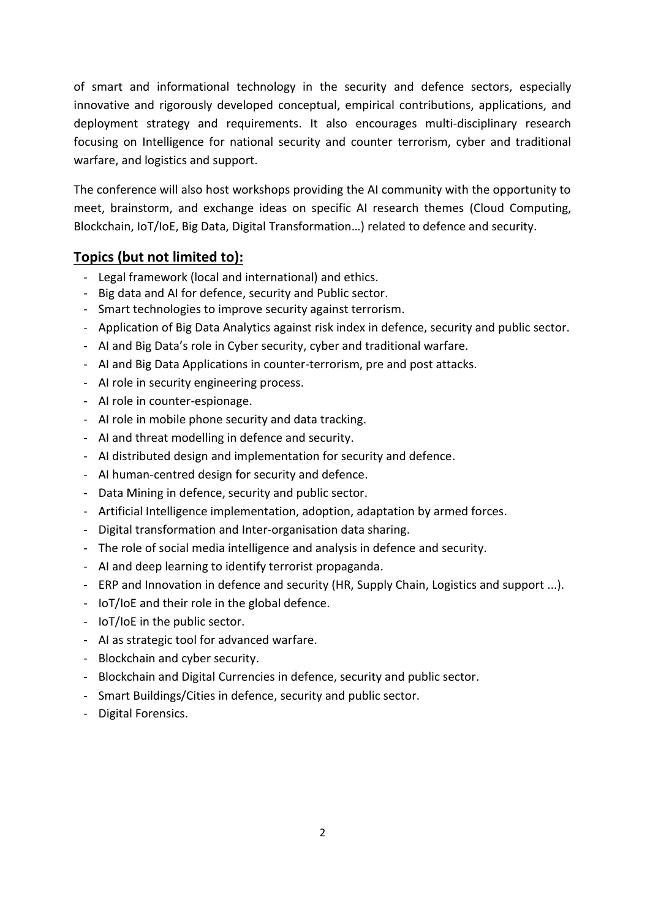of smart and informational technology in the security and defence sectors, especially innovative and rigorously developed conceptual, empirical contributions, applications, and deployment strategy and requirements. It also encourages multi-disciplinary research focusing on Intelligence for national security and counter terrorism, cyber and traditional warfare, and logistics and support.

The conference will also host workshops providing the AI community with the opportunity to meet, brainstorm, and exchange ideas on specific AI research themes (Cloud Computing, Blockchain, IoT/IoE, Big Data, Digital Transformation…) related to defence and security.

## Topics (but not limited to):

- Legal framework (local and international) and ethics.
- Big data and AI for defence, security and Public sector.
- Smart technologies to improve security against terrorism.
- Application of Big Data Analytics against risk index in defence, security and public sector.
- AI and Big Data's role in Cyber security, cyber and traditional warfare.
- AI and Big Data Applications in counter-terrorism, pre and post attacks.
- AI role in security engineering process.
- AI role in counter-espionage.
- AI role in mobile phone security and data tracking.
- AI and threat modelling in defence and security.
- AI distributed design and implementation for security and defence.
- AI human-centred design for security and defence.
- Data Mining in defence, security and public sector.
- Artificial Intelligence implementation, adoption, adaptation by armed forces.
- Digital transformation and Inter-organisation data sharing.
- The role of social media intelligence and analysis in defence and security.
- AI and deep learning to identify terrorist propaganda.
- ERP and Innovation in defence and security (HR, Supply Chain, Logistics and support ...).
- IoT/IoE and their role in the global defence.
- IoT/IoE in the public sector.
- AI as strategic tool for advanced warfare.
- Blockchain and cyber security.
- Blockchain and Digital Currencies in defence, security and public sector.
- Smart Buildings/Cities in defence, security and public sector.
- Digital Forensics.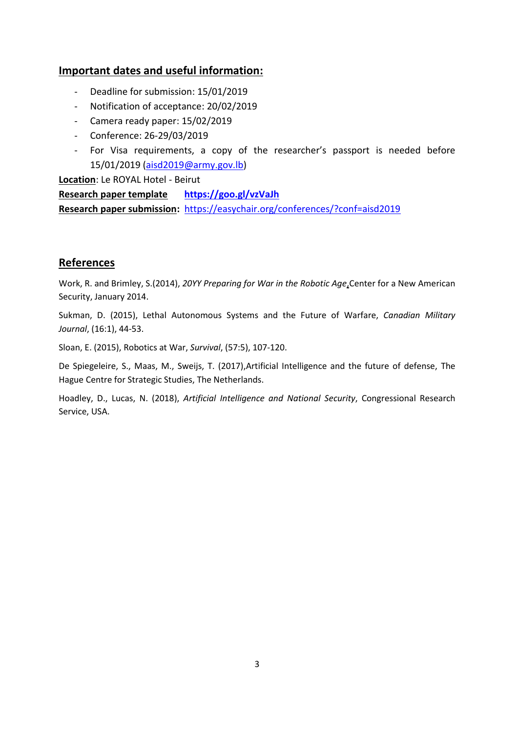## Important dates and useful information:

- Deadline for submission: 15/01/2019
- Notification of acceptance: 20/02/2019
- Camera ready paper: 15/02/2019
- Conference: 26-29/03/2019
- For Visa requirements, a copy of the researcher's passport is needed before 15/01/2019 (aisd2019@army.gov.lb)

**Location**: Le ROYAL Hotel - Beirut

**Research paper template** **https://goo.gl/vzVaJh**

**Research paper submission:** https://easychair.org/conferences/?conf=aisd2019

## References

Work, R. and Brimley, S.(2014), *20YY Preparing for War in the Robotic Age*,Center for a New American Security, January 2014.

Sukman, D. (2015), Lethal Autonomous Systems and the Future of Warfare, *Canadian Military Journal*, (16:1), 44-53.

Sloan, E. (2015), Robotics at War, *Survival*, (57:5), 107-120.

De Spiegeleire, S., Maas, M., Sweijs, T. (2017),Artificial Intelligence and the future of defense, The Hague Centre for Strategic Studies, The Netherlands.

Hoadley, D., Lucas, N. (2018), *Artificial Intelligence and National Security*, Congressional Research Service, USA.